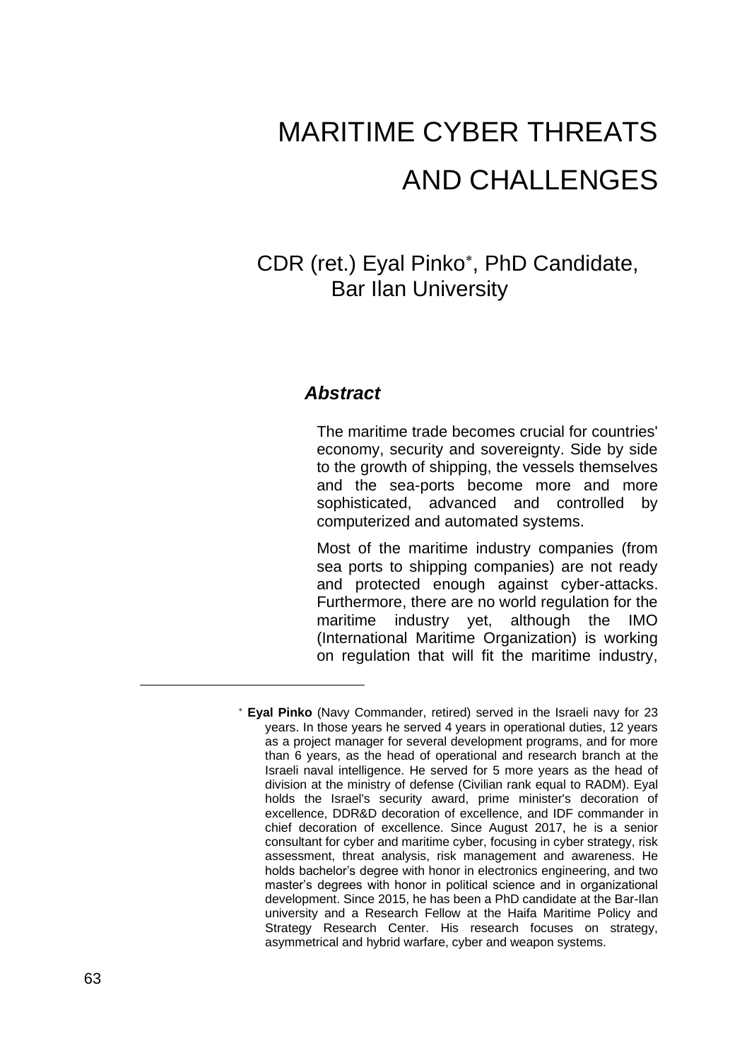# MARITIME CYBER THREATS AND CHALLENGES

CDR (ret.) Eyal Pinko[*], PhD Candidate, Bar Ilan University

### *Abstract*

The maritime trade becomes crucial for countries' economy, security and sovereignty. Side by side to the growth of shipping, the vessels themselves and the sea-ports become more and more sophisticated, advanced and controlled by computerized and automated systems.

Most of the maritime industry companies (from sea ports to shipping companies) are not ready and protected enough against cyber-attacks. Furthermore, there are no world regulation for the maritime industry yet, although the IMO (International Maritime Organization) is working on regulation that will fit the maritime industry,

---

[*] **Eyal Pinko** (Navy Commander, retired) served in the Israeli navy for 23 years. In those years he served 4 years in operational duties, 12 years as a project manager for several development programs, and for more than 6 years, as the head of operational and research branch at the Israeli naval intelligence. He served for 5 more years as the head of division at the ministry of defense (Civilian rank equal to RADM). Eyal holds the Israel's security award, prime minister's decoration of excellence, DDR&D decoration of excellence, and IDF commander in chief decoration of excellence. Since August 2017, he is a senior consultant for cyber and maritime cyber, focusing in cyber strategy, risk assessment, threat analysis, risk management and awareness. He holds bachelor's degree with honor in electronics engineering, and two master's degrees with honor in political science and in organizational development. Since 2015, he has been a PhD candidate at the Bar-Ilan university and a Research Fellow at the Haifa Maritime Policy and Strategy Research Center. His research focuses on strategy, asymmetrical and hybrid warfare, cyber and weapon systems.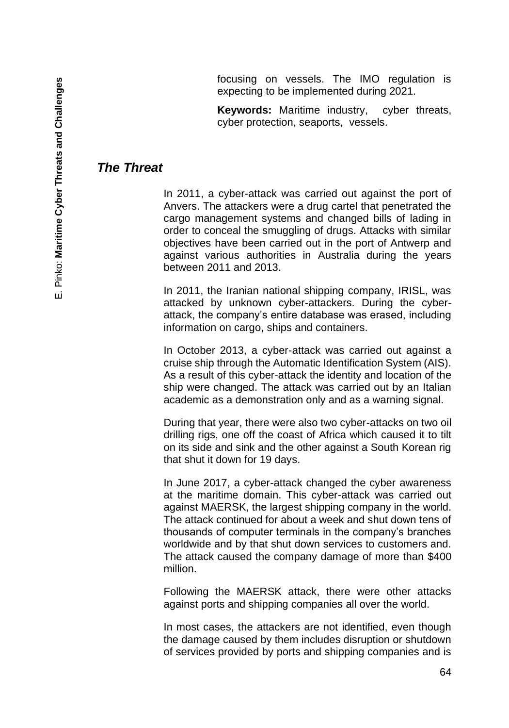focusing on vessels. The IMO regulation is expecting to be implemented during 2021.

**Keywords:** Maritime industry, cyber threats, cyber protection, seaports, vessels.

## *The Threat*

In 2011, a cyber-attack was carried out against the port of Anvers. The attackers were a drug cartel that penetrated the cargo management systems and changed bills of lading in order to conceal the smuggling of drugs. Attacks with similar objectives have been carried out in the port of Antwerp and against various authorities in Australia during the years between 2011 and 2013.

In 2011, the Iranian national shipping company, IRISL, was attacked by unknown cyber-attackers. During the cyber-attack, the company's entire database was erased, including information on cargo, ships and containers.

In October 2013, a cyber-attack was carried out against a cruise ship through the Automatic Identification System (AIS). As a result of this cyber-attack the identity and location of the ship were changed. The attack was carried out by an Italian academic as a demonstration only and as a warning signal.

During that year, there were also two cyber-attacks on two oil drilling rigs, one off the coast of Africa which caused it to tilt on its side and sink and the other against a South Korean rig that shut it down for 19 days.

In June 2017, a cyber-attack changed the cyber awareness at the maritime domain. This cyber-attack was carried out against MAERSK, the largest shipping company in the world. The attack continued for about a week and shut down tens of thousands of computer terminals in the company's branches worldwide and by that shut down services to customers and. The attack caused the company damage of more than $400 million.

Following the MAERSK attack, there were other attacks against ports and shipping companies all over the world.

In most cases, the attackers are not identified, even though the damage caused by them includes disruption or shutdown of services provided by ports and shipping companies and is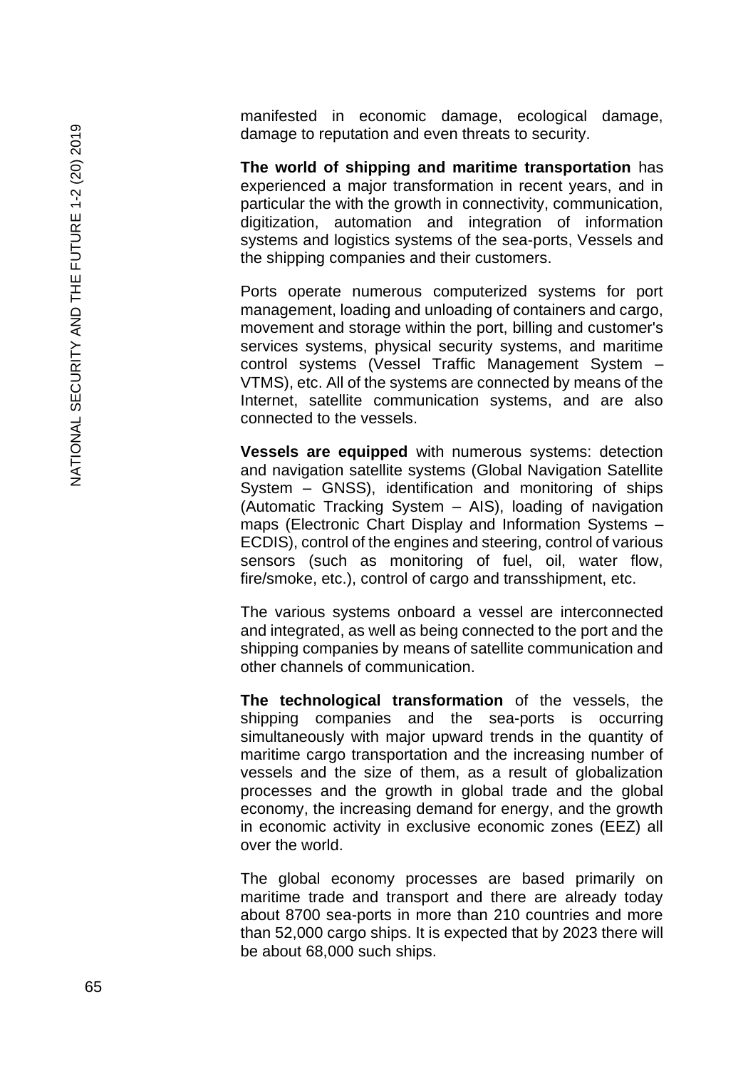manifested in economic damage, ecological damage, damage to reputation and even threats to security.

**The world of shipping and maritime transportation** has experienced a major transformation in recent years, and in particular the with the growth in connectivity, communication, digitization, automation and integration of information systems and logistics systems of the sea-ports, Vessels and the shipping companies and their customers.

Ports operate numerous computerized systems for port management, loading and unloading of containers and cargo, movement and storage within the port, billing and customer's services systems, physical security systems, and maritime control systems (Vessel Traffic Management System – VTMS), etc. All of the systems are connected by means of the Internet, satellite communication systems, and are also connected to the vessels.

**Vessels are equipped** with numerous systems: detection and navigation satellite systems (Global Navigation Satellite System – GNSS), identification and monitoring of ships (Automatic Tracking System – AIS), loading of navigation maps (Electronic Chart Display and Information Systems – ECDIS), control of the engines and steering, control of various sensors (such as monitoring of fuel, oil, water flow, fire/smoke, etc.), control of cargo and transshipment, etc.

The various systems onboard a vessel are interconnected and integrated, as well as being connected to the port and the shipping companies by means of satellite communication and other channels of communication.

**The technological transformation** of the vessels, the shipping companies and the sea-ports is occurring simultaneously with major upward trends in the quantity of maritime cargo transportation and the increasing number of vessels and the size of them, as a result of globalization processes and the growth in global trade and the global economy, the increasing demand for energy, and the growth in economic activity in exclusive economic zones (EEZ) all over the world.

The global economy processes are based primarily on maritime trade and transport and there are already today about 8700 sea-ports in more than 210 countries and more than 52,000 cargo ships. It is expected that by 2023 there will be about 68,000 such ships.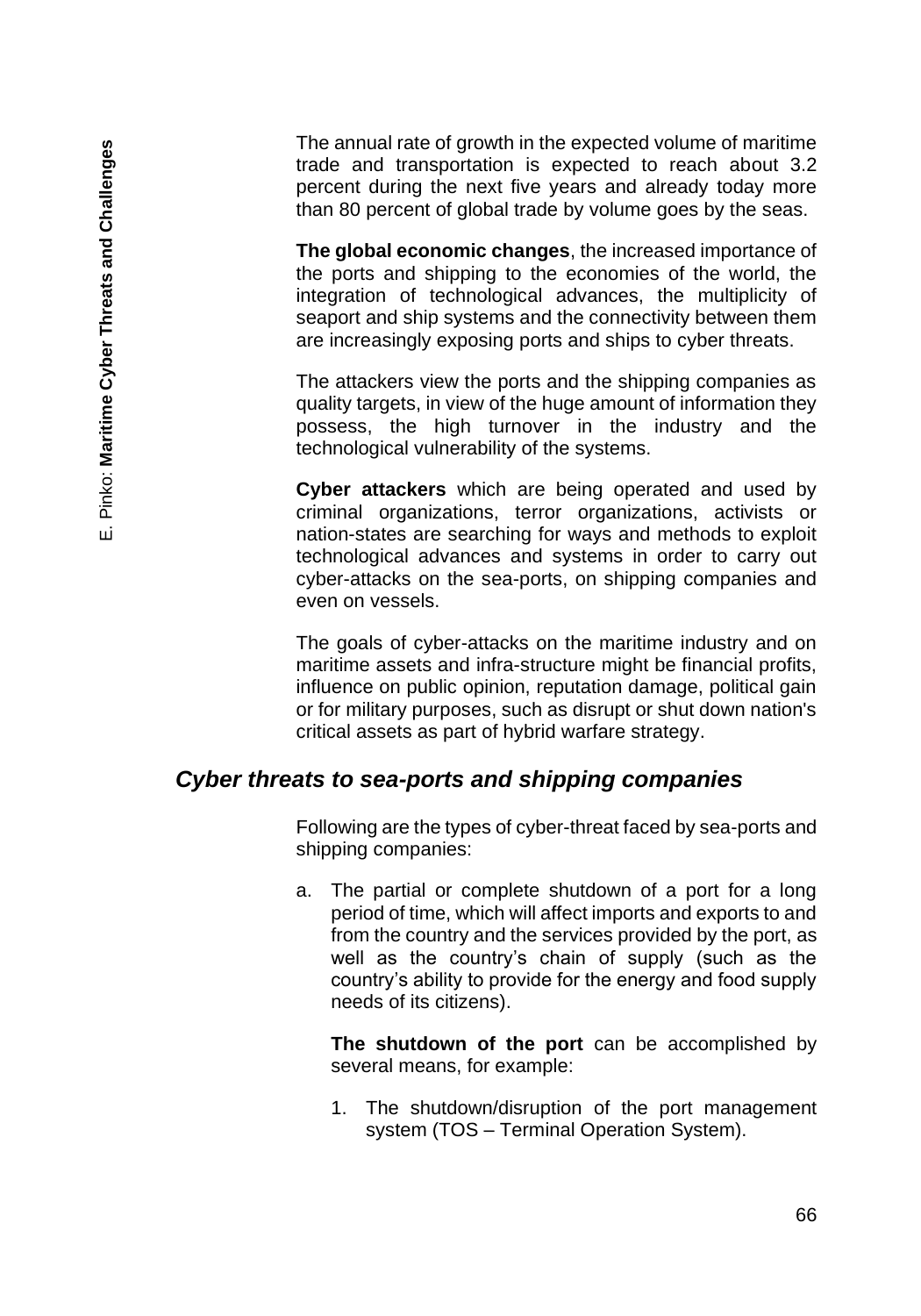The annual rate of growth in the expected volume of maritime trade and transportation is expected to reach about 3.2 percent during the next five years and already today more than 80 percent of global trade by volume goes by the seas.

**The global economic changes**, the increased importance of the ports and shipping to the economies of the world, the integration of technological advances, the multiplicity of seaport and ship systems and the connectivity between them are increasingly exposing ports and ships to cyber threats.

The attackers view the ports and the shipping companies as quality targets, in view of the huge amount of information they possess, the high turnover in the industry and the technological vulnerability of the systems.

**Cyber attackers** which are being operated and used by criminal organizations, terror organizations, activists or nation-states are searching for ways and methods to exploit technological advances and systems in order to carry out cyber-attacks on the sea-ports, on shipping companies and even on vessels.

The goals of cyber-attacks on the maritime industry and on maritime assets and infra-structure might be financial profits, influence on public opinion, reputation damage, political gain or for military purposes, such as disrupt or shut down nation's critical assets as part of hybrid warfare strategy.

## *Cyber threats to sea-ports and shipping companies*

Following are the types of cyber-threat faced by sea-ports and shipping companies:

a. The partial or complete shutdown of a port for a long period of time, which will affect imports and exports to and from the country and the services provided by the port, as well as the country's chain of supply (such as the country's ability to provide for the energy and food supply needs of its citizens).

   **The shutdown of the port** can be accomplished by several means, for example:

   1. The shutdown/disruption of the port management system (TOS – Terminal Operation System).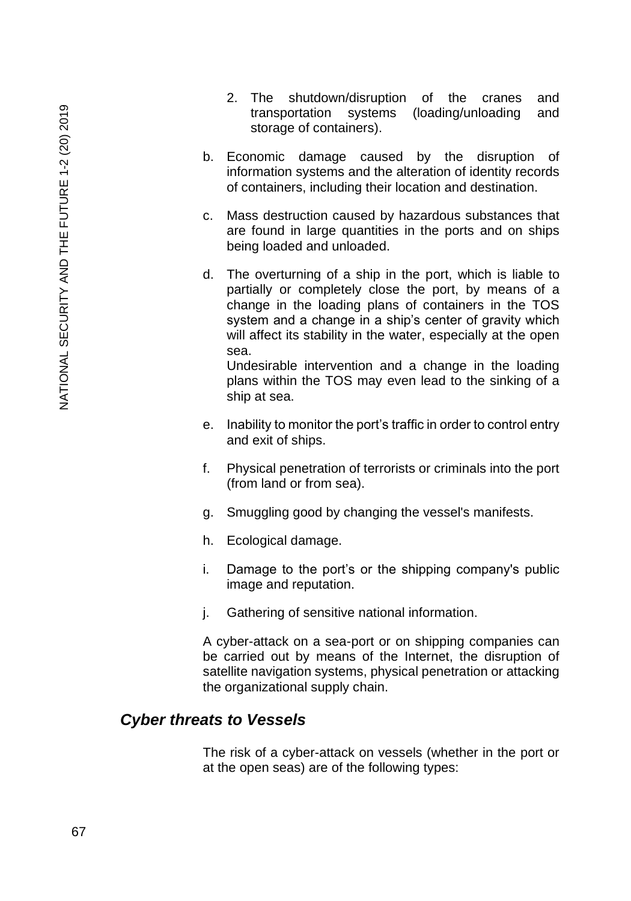2. The shutdown/disruption of the cranes and transportation systems (loading/unloading and storage of containers).

b. Economic damage caused by the disruption of information systems and the alteration of identity records of containers, including their location and destination.

c. Mass destruction caused by hazardous substances that are found in large quantities in the ports and on ships being loaded and unloaded.

d. The overturning of a ship in the port, which is liable to partially or completely close the port, by means of a change in the loading plans of containers in the TOS system and a change in a ship's center of gravity which will affect its stability in the water, especially at the open sea.
   Undesirable intervention and a change in the loading plans within the TOS may even lead to the sinking of a ship at sea.

e. Inability to monitor the port's traffic in order to control entry and exit of ships.

f. Physical penetration of terrorists or criminals into the port (from land or from sea).

g. Smuggling good by changing the vessel's manifests.

h. Ecological damage.

i. Damage to the port's or the shipping company's public image and reputation.

j. Gathering of sensitive national information.

A cyber-attack on a sea-port or on shipping companies can be carried out by means of the Internet, the disruption of satellite navigation systems, physical penetration or attacking the organizational supply chain.

## *Cyber threats to Vessels*

The risk of a cyber-attack on vessels (whether in the port or at the open seas) are of the following types: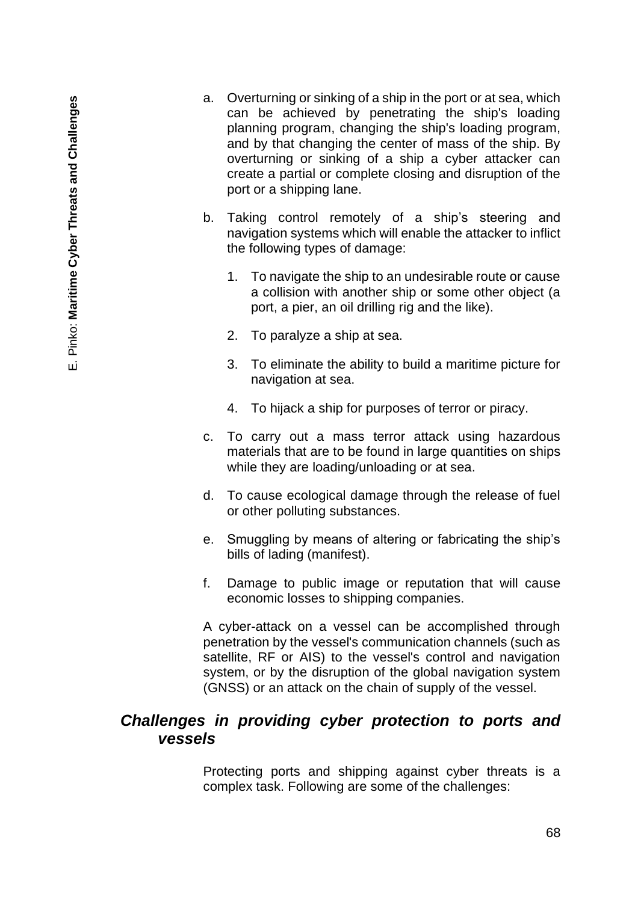a. Overturning or sinking of a ship in the port or at sea, which can be achieved by penetrating the ship's loading planning program, changing the ship's loading program, and by that changing the center of mass of the ship. By overturning or sinking of a ship a cyber attacker can create a partial or complete closing and disruption of the port or a shipping lane.

b. Taking control remotely of a ship's steering and navigation systems which will enable the attacker to inflict the following types of damage:

   1. To navigate the ship to an undesirable route or cause a collision with another ship or some other object (a port, a pier, an oil drilling rig and the like).

   2. To paralyze a ship at sea.

   3. To eliminate the ability to build a maritime picture for navigation at sea.

   4. To hijack a ship for purposes of terror or piracy.

c. To carry out a mass terror attack using hazardous materials that are to be found in large quantities on ships while they are loading/unloading or at sea.

d. To cause ecological damage through the release of fuel or other polluting substances.

e. Smuggling by means of altering or fabricating the ship's bills of lading (manifest).

f. Damage to public image or reputation that will cause economic losses to shipping companies.

A cyber-attack on a vessel can be accomplished through penetration by the vessel's communication channels (such as satellite, RF or AIS) to the vessel's control and navigation system, or by the disruption of the global navigation system (GNSS) or an attack on the chain of supply of the vessel.

## *Challenges in providing cyber protection to ports and vessels*

Protecting ports and shipping against cyber threats is a complex task. Following are some of the challenges: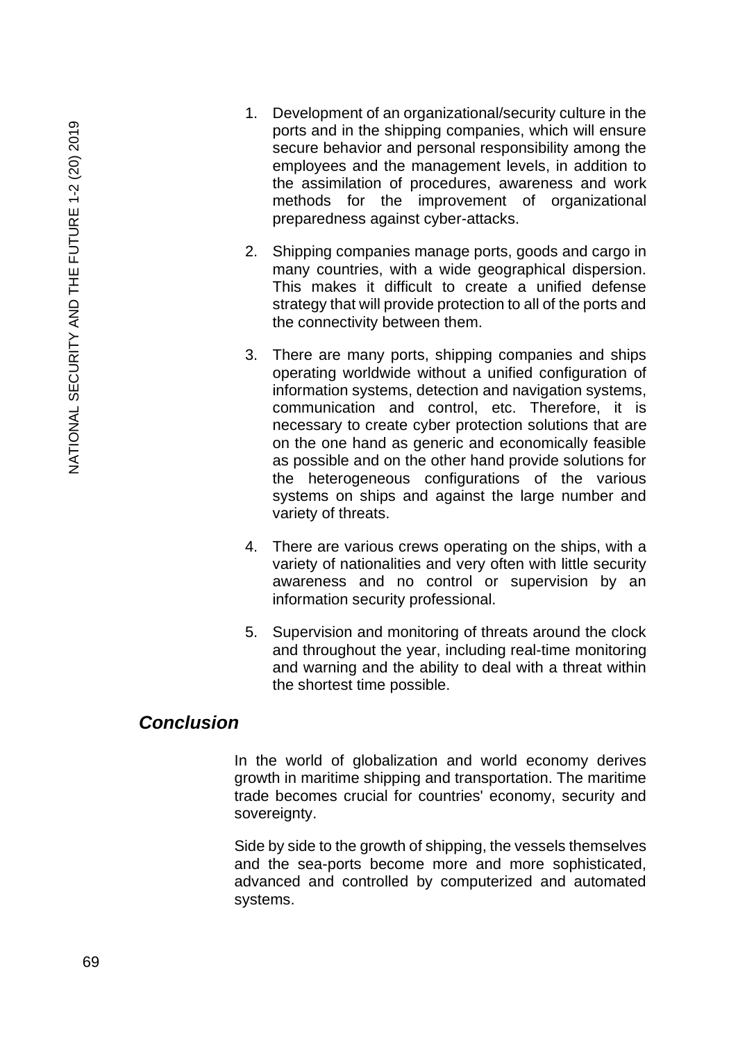1. Development of an organizational/security culture in the ports and in the shipping companies, which will ensure secure behavior and personal responsibility among the employees and the management levels, in addition to the assimilation of procedures, awareness and work methods for the improvement of organizational preparedness against cyber-attacks.

2. Shipping companies manage ports, goods and cargo in many countries, with a wide geographical dispersion. This makes it difficult to create a unified defense strategy that will provide protection to all of the ports and the connectivity between them.

3. There are many ports, shipping companies and ships operating worldwide without a unified configuration of information systems, detection and navigation systems, communication and control, etc. Therefore, it is necessary to create cyber protection solutions that are on the one hand as generic and economically feasible as possible and on the other hand provide solutions for the heterogeneous configurations of the various systems on ships and against the large number and variety of threats.

4. There are various crews operating on the ships, with a variety of nationalities and very often with little security awareness and no control or supervision by an information security professional.

5. Supervision and monitoring of threats around the clock and throughout the year, including real-time monitoring and warning and the ability to deal with a threat within the shortest time possible.

## ***Conclusion***

In the world of globalization and world economy derives growth in maritime shipping and transportation. The maritime trade becomes crucial for countries' economy, security and sovereignty.

Side by side to the growth of shipping, the vessels themselves and the sea-ports become more and more sophisticated, advanced and controlled by computerized and automated systems.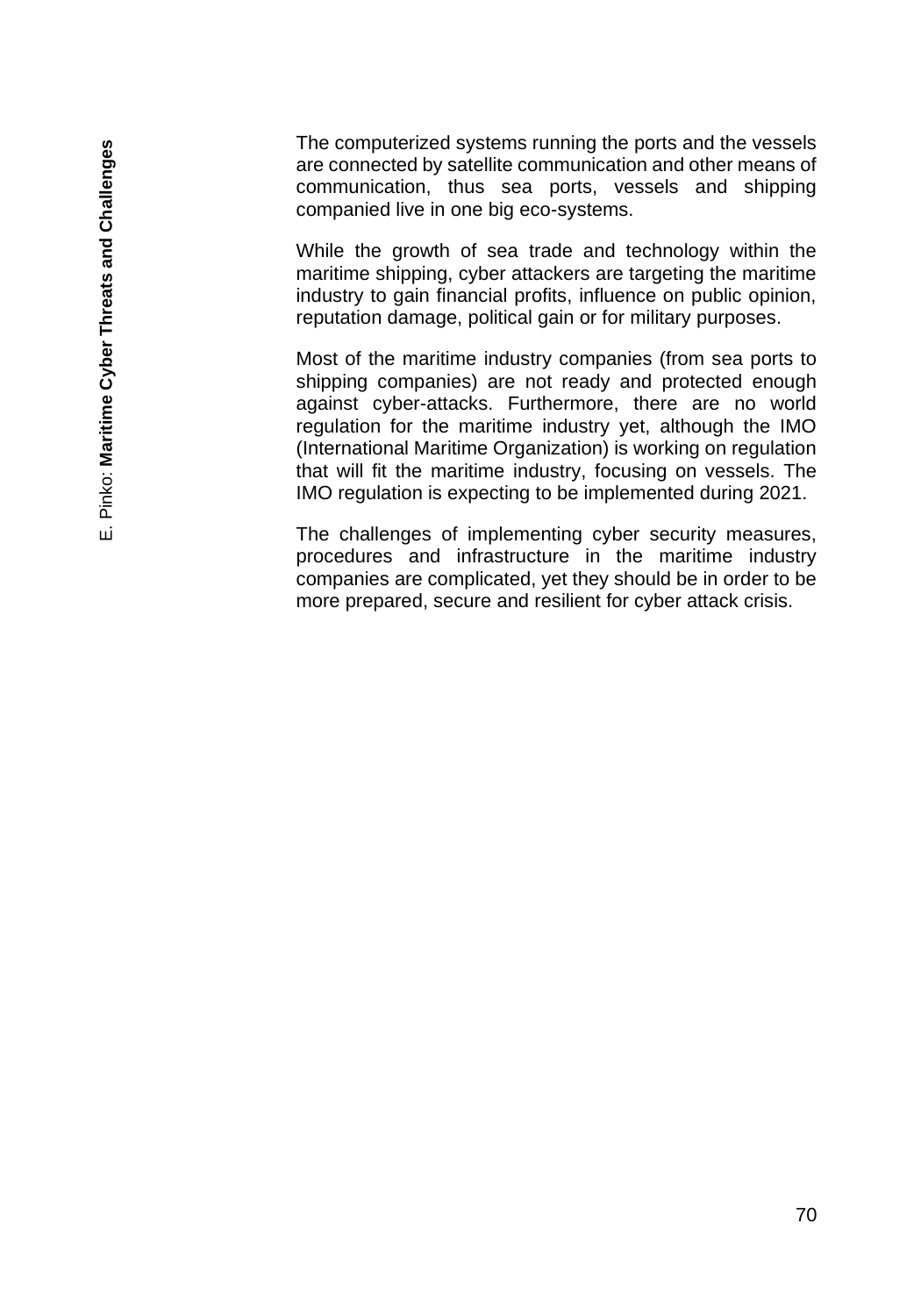The computerized systems running the ports and the vessels are connected by satellite communication and other means of communication, thus sea ports, vessels and shipping companied live in one big eco-systems.

While the growth of sea trade and technology within the maritime shipping, cyber attackers are targeting the maritime industry to gain financial profits, influence on public opinion, reputation damage, political gain or for military purposes.

Most of the maritime industry companies (from sea ports to shipping companies) are not ready and protected enough against cyber-attacks. Furthermore, there are no world regulation for the maritime industry yet, although the IMO (International Maritime Organization) is working on regulation that will fit the maritime industry, focusing on vessels. The IMO regulation is expecting to be implemented during 2021.

The challenges of implementing cyber security measures, procedures and infrastructure in the maritime industry companies are complicated, yet they should be in order to be more prepared, secure and resilient for cyber attack crisis.